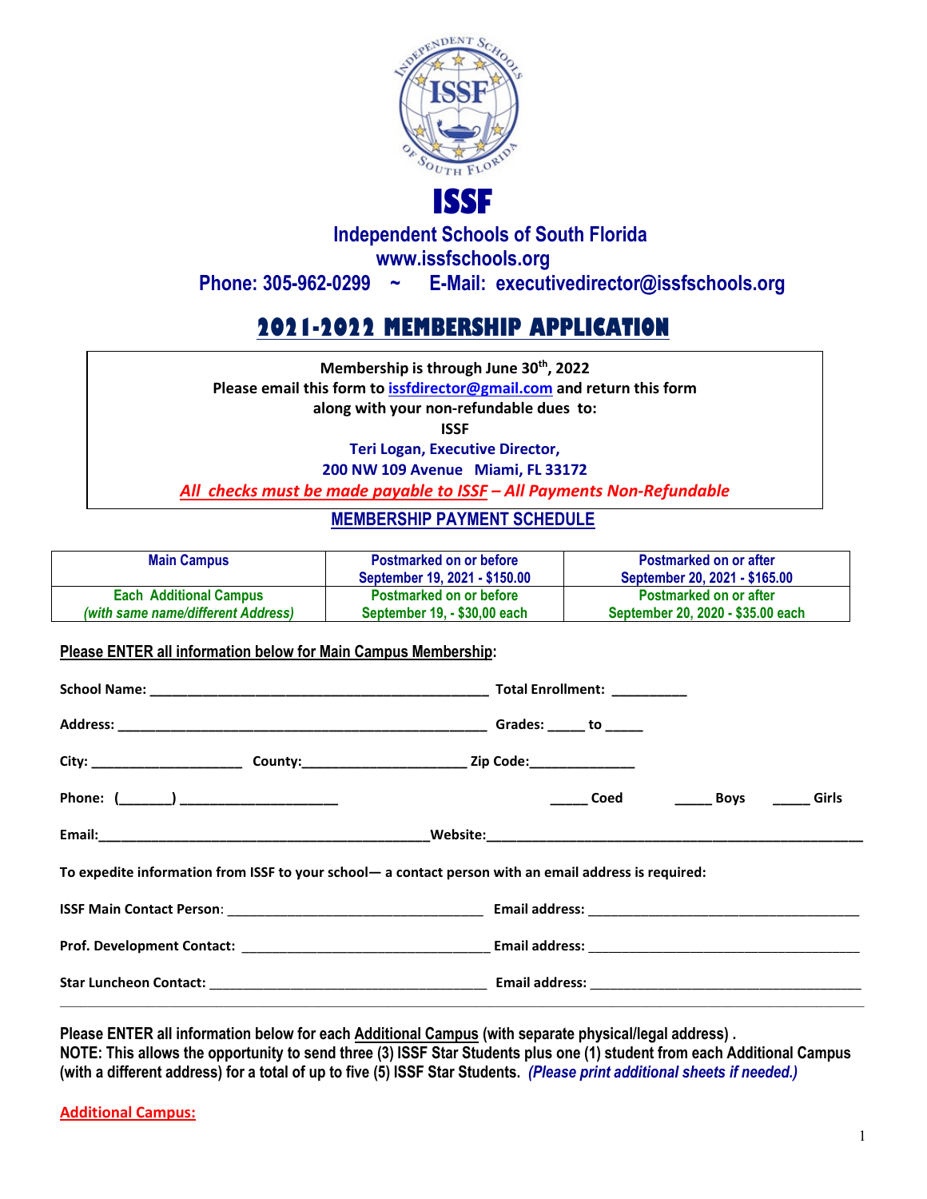# ISSF

## Independent Schools of South Florida

www.issfschools.org

Phone: 305-962-0299 ~ E-Mail: executivedirector@issfschools.org

# 2021-2022 MEMBERSHIP APPLICATION

**Membership is through June 30th, 2022**
**Please email this form to issfdirector@gmail.com and return this form along with your non-refundable dues to:**
**ISSF**
**Teri Logan, Executive Director,**
**200 NW 109 Avenue Miami, FL 33172**
***All checks must be made payable to ISSF – All Payments Non-Refundable***

## MEMBERSHIP PAYMENT SCHEDULE

| Main Campus | Postmarked on or before September 19, 2021 - $150.00 | Postmarked on or after September 20, 2021 - $165.00 |
|---|---|---|
| Each Additional Campus *(with same name/different Address)* | Postmarked on or before September 19, - $30,00 each | Postmarked on or after September 20, 2020 - $35.00 each |

**Please ENTER all information below for Main Campus Membership:**

**School Name:** ____________________________________________ **Total Enrollment:** __________

**Address:** ________________________________________________ **Grades:** _____ **to** _____

**City:** ____________________ **County:**_____________________ **Zip Code:**______________

**Phone:** (_______) _____________________ _____ **Coed** _____ **Boys** _____ **Girls**

**Email:**____________________________________________**Website:**___________________________________________________

**To expedite information from ISSF to your school— a contact person with an email address is required:**

**ISSF Main Contact Person**: __________________________________ **Email address:** ____________________________________

**Prof. Development Contact:** _________________________________ **Email address:** ____________________________________

**Star Luncheon Contact:** ____________________________________ **Email address:** ____________________________________

---

**Please ENTER all information below for each Additional Campus (with separate physical/legal address) .**
**NOTE: This allows the opportunity to send three (3) ISSF Star Students plus one (1) student from each Additional Campus (with a different address) for a total of up to five (5) ISSF Star Students.** ***(Please print additional sheets if needed.)***

**Additional Campus:**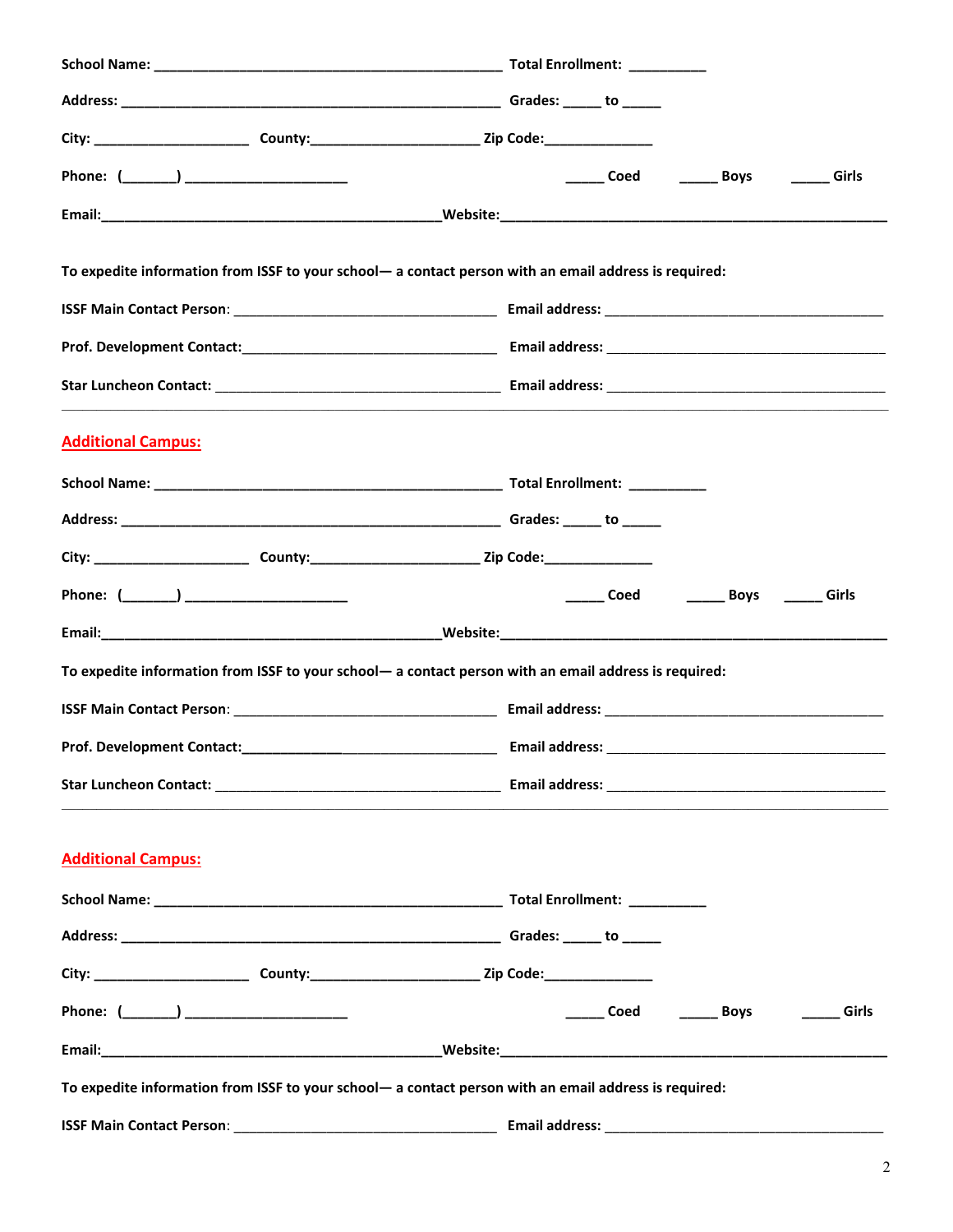**School Name:** ____________________________________________ **Total Enrollment:** __________

**Address:** ________________________________________________ **Grades:** _____ **to** _____

**City:** ____________________ **County:**_____________________ **Zip Code:**______________

**Phone: (_______)** ____________________ _____ **Coed** _____ **Boys** _____ **Girls**

**Email:**____________________________________________**Website:**____________________________________________________

**To expedite information from ISSF to your school— a contact person with an email address is required:**

**ISSF Main Contact Person**: _________________________________ **Email address:** ____________________________________

**Prof. Development Contact:**_________________________________ **Email address:** ____________________________________

**Star Luncheon Contact:** ____________________________________ **Email address:** ____________________________________

---

## Additional Campus:

**School Name:** ____________________________________________ **Total Enrollment:** __________

**Address:** ________________________________________________ **Grades:** _____ **to** _____

**City:** ____________________ **County:**_____________________ **Zip Code:**______________

**Phone: (_______)** ____________________ _____ **Coed** _____ **Boys** _____ **Girls**

**Email:**____________________________________________**Website:**____________________________________________________

**To expedite information from ISSF to your school— a contact person with an email address is required:**

**ISSF Main Contact Person**: _________________________________ **Email address:** ____________________________________

**Prof. Development Contact:**_________________________________ **Email address:** ____________________________________

**Star Luncheon Contact:** ____________________________________ **Email address:** ____________________________________

---

## Additional Campus:

**School Name:** ____________________________________________ **Total Enrollment:** __________

**Address:** ________________________________________________ **Grades:** _____ **to** _____

**City:** ____________________ **County:**_____________________ **Zip Code:**______________

**Phone: (_______)** ____________________ _____ **Coed** _____ **Boys** _____ **Girls**

**Email:**____________________________________________**Website:**____________________________________________________

**To expedite information from ISSF to your school— a contact person with an email address is required:**

**ISSF Main Contact Person**: _________________________________ **Email address:** ____________________________________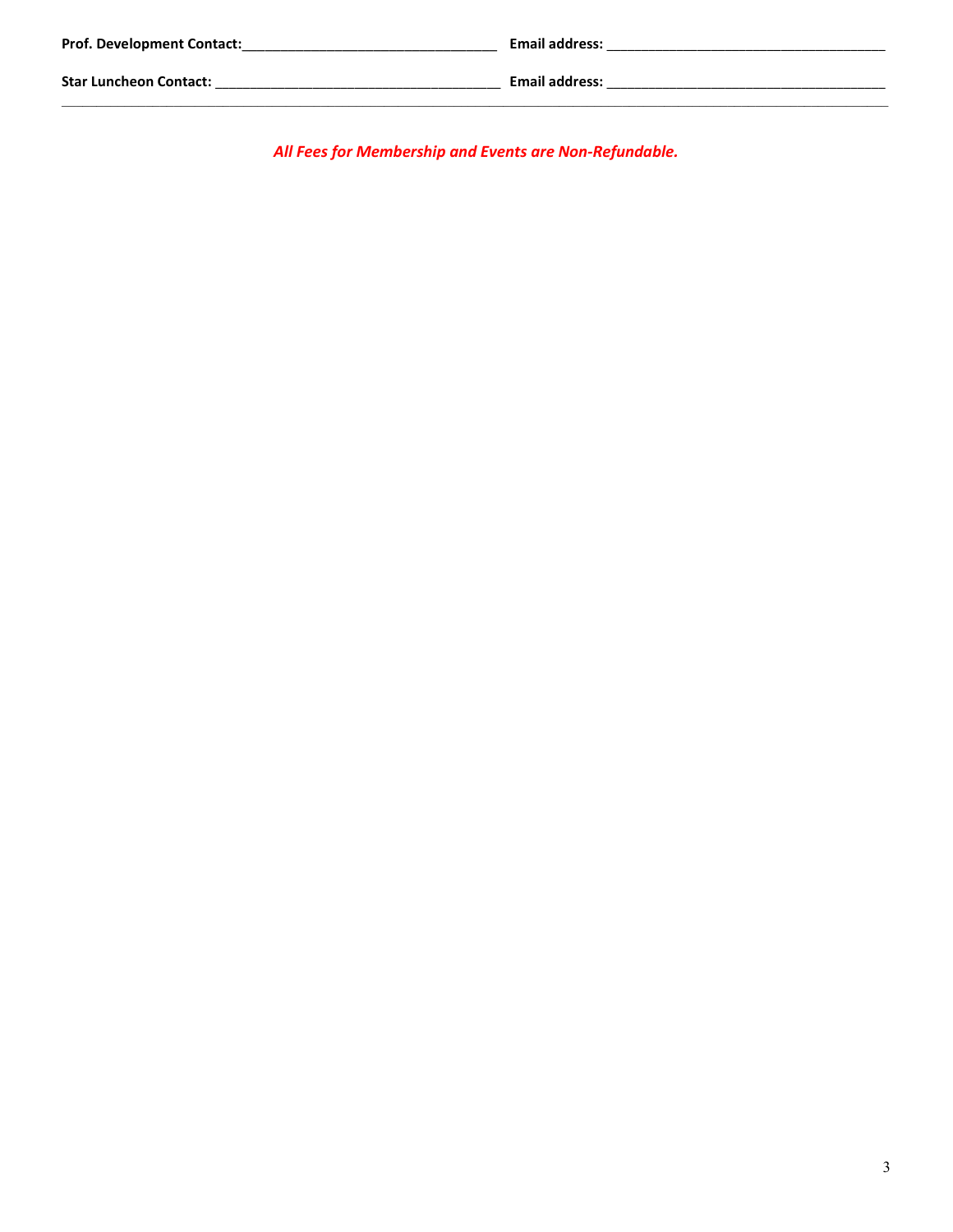**Prof. Development Contact:**________________________________ **Email address:** ____________________________________

**Star Luncheon Contact:** ____________________________________ **Email address:** ____________________________________

---

***All Fees for Membership and Events are Non-Refundable.***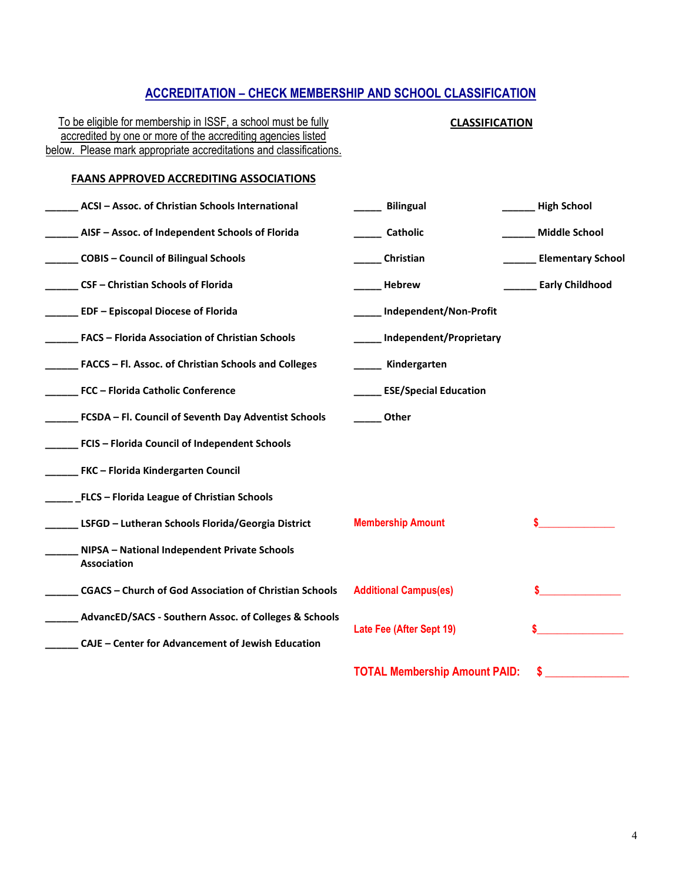## ACCREDITATION – CHECK MEMBERSHIP AND SCHOOL CLASSIFICATION

To be eligible for membership in ISSF, a school must be fully accredited by one or more of the accrediting agencies listed below. Please mark appropriate accreditations and classifications.

### FAANS APPROVED ACCREDITING ASSOCIATIONS

______ **ACSI – Assoc. of Christian Schools International**

______ **AISF – Assoc. of Independent Schools of Florida**

______ **COBIS – Council of Bilingual Schools**

______ **CSF – Christian Schools of Florida**

______ **EDF – Episcopal Diocese of Florida**

______ **FACS – Florida Association of Christian Schools**

______ **FACCS – Fl. Assoc. of Christian Schools and Colleges**

______ **FCC – Florida Catholic Conference**

______ **FCSDA – Fl. Council of Seventh Day Adventist Schools**

______ **FCIS – Florida Council of Independent Schools**

______ **FKC – Florida Kindergarten Council**

_____ _**FLCS – Florida League of Christian Schools**

______ **LSFGD – Lutheran Schools Florida/Georgia District**

______ **NIPSA – National Independent Private Schools Association**

______ **CGACS – Church of God Association of Christian Schools**

______ **AdvancED/SACS - Southern Assoc. of Colleges & Schools**

______ **CAJE – Center for Advancement of Jewish Education**

### CLASSIFICATION

_____ **Bilingual**

_____ **Catholic**

_____ **Christian**

_____ **Hebrew**

_____ **Independent/Non-Profit**

_____ **Independent/Proprietary**

_____ **Kindergarten**

_____ **ESE/Special Education**

_____ **Other**

______ **High School**

______ **Middle School**

______ **Elementary School**

______ **Early Childhood**

**Membership Amount** $______________

**Additional Campus(es)** $_______________

**Late Fee (After Sept 19)** $________________

**TOTAL Membership Amount PAID:** $ _______________